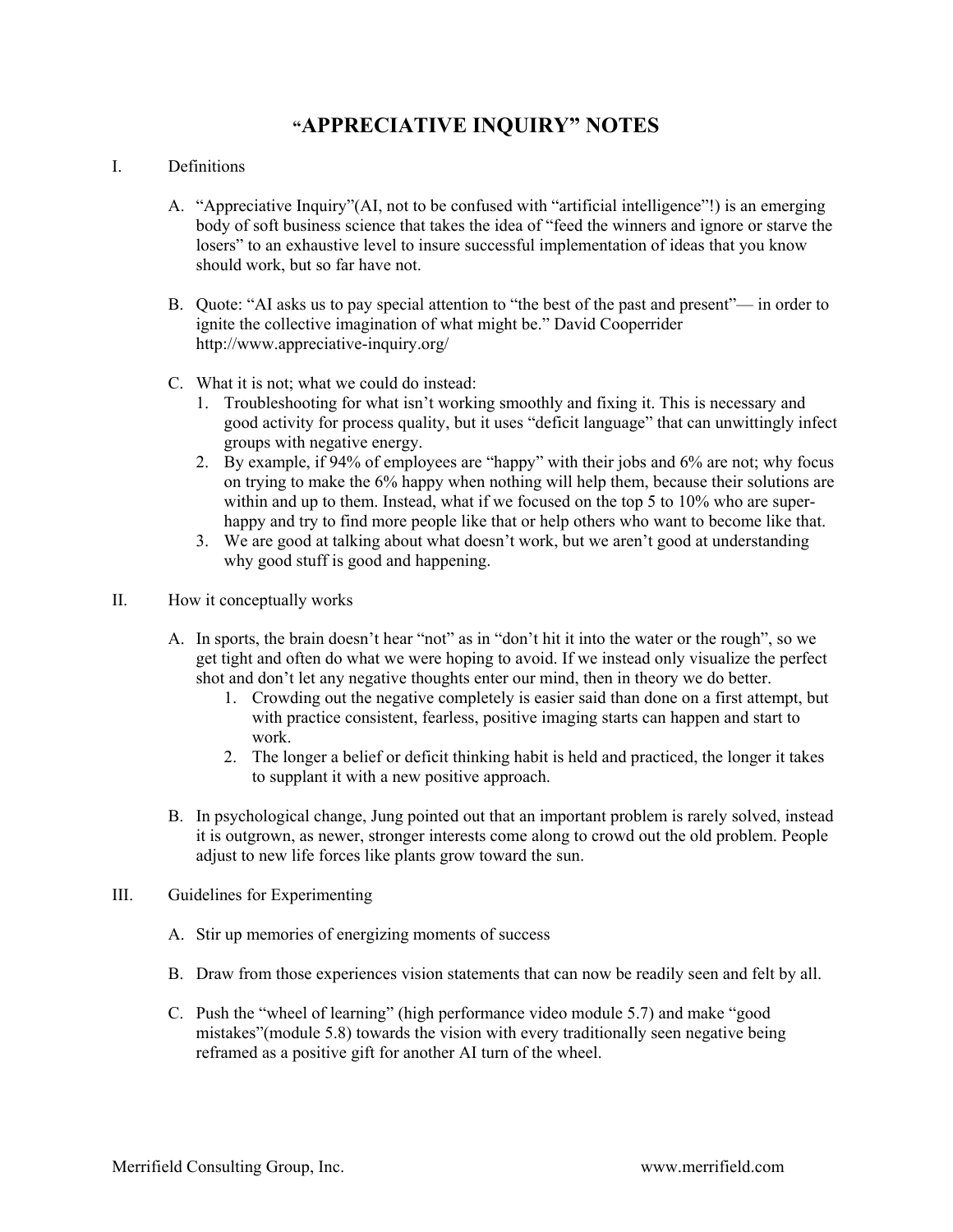# "APPRECIATIVE INQUIRY" NOTES

I. Definitions

A. "Appreciative Inquiry"(AI, not to be confused with "artificial intelligence"!) is an emerging body of soft business science that takes the idea of "feed the winners and ignore or starve the losers" to an exhaustive level to insure successful implementation of ideas that you know should work, but so far have not.

B. Quote: "AI asks us to pay special attention to "the best of the past and present"— in order to ignite the collective imagination of what might be." David Cooperrider http://www.appreciative-inquiry.org/

C. What it is not; what we could do instead:

1. Troubleshooting for what isn't working smoothly and fixing it. This is necessary and good activity for process quality, but it uses "deficit language" that can unwittingly infect groups with negative energy.
2. By example, if 94% of employees are "happy" with their jobs and 6% are not; why focus on trying to make the 6% happy when nothing will help them, because their solutions are within and up to them. Instead, what if we focused on the top 5 to 10% who are super-happy and try to find more people like that or help others who want to become like that.
3. We are good at talking about what doesn't work, but we aren't good at understanding why good stuff is good and happening.

II. How it conceptually works

A. In sports, the brain doesn't hear "not" as in "don't hit it into the water or the rough", so we get tight and often do what we were hoping to avoid. If we instead only visualize the perfect shot and don't let any negative thoughts enter our mind, then in theory we do better.

1. Crowding out the negative completely is easier said than done on a first attempt, but with practice consistent, fearless, positive imaging starts can happen and start to work.
2. The longer a belief or deficit thinking habit is held and practiced, the longer it takes to supplant it with a new positive approach.

B. In psychological change, Jung pointed out that an important problem is rarely solved, instead it is outgrown, as newer, stronger interests come along to crowd out the old problem. People adjust to new life forces like plants grow toward the sun.

III. Guidelines for Experimenting

A. Stir up memories of energizing moments of success

B. Draw from those experiences vision statements that can now be readily seen and felt by all.

C. Push the "wheel of learning" (high performance video module 5.7) and make "good mistakes"(module 5.8) towards the vision with every traditionally seen negative being reframed as a positive gift for another AI turn of the wheel.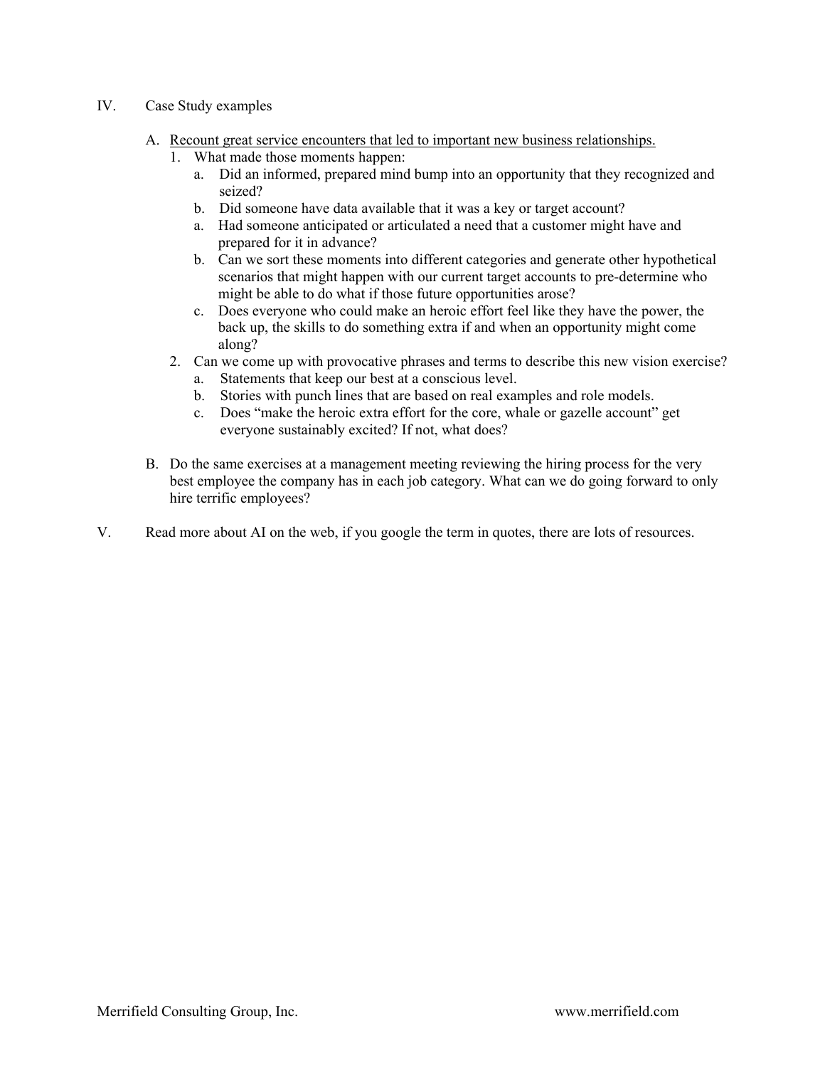IV. Case Study examples

A. <u>Recount great service encounters that led to important new business relationships.</u>

1. What made those moments happen:
   a. Did an informed, prepared mind bump into an opportunity that they recognized and seized?
   b. Did someone have data available that it was a key or target account?
   a. Had someone anticipated or articulated a need that a customer might have and prepared for it in advance?
   b. Can we sort these moments into different categories and generate other hypothetical scenarios that might happen with our current target accounts to pre-determine who might be able to do what if those future opportunities arose?
   c. Does everyone who could make an heroic effort feel like they have the power, the back up, the skills to do something extra if and when an opportunity might come along?
2. Can we come up with provocative phrases and terms to describe this new vision exercise?
   a. Statements that keep our best at a conscious level.
   b. Stories with punch lines that are based on real examples and role models.
   c. Does "make the heroic extra effort for the core, whale or gazelle account" get everyone sustainably excited? If not, what does?

B. Do the same exercises at a management meeting reviewing the hiring process for the very best employee the company has in each job category. What can we do going forward to only hire terrific employees?

V. Read more about AI on the web, if you google the term in quotes, there are lots of resources.